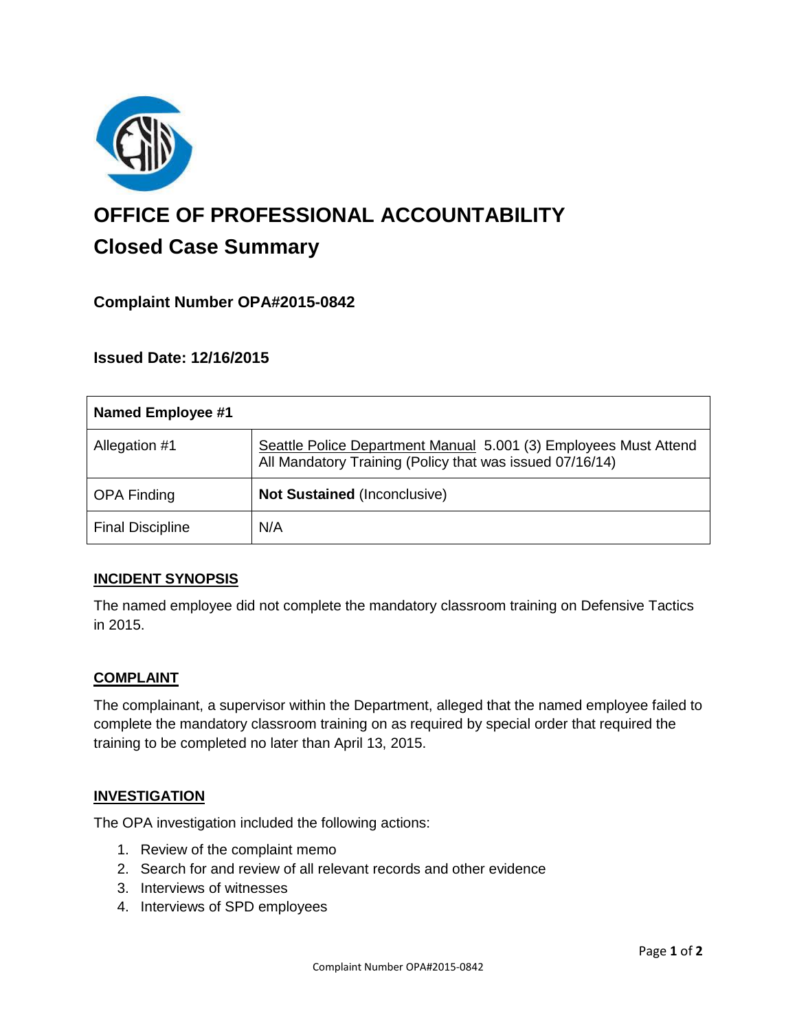# OFFICE OF PROFESSIONAL ACCOUNTABILITY

## Closed Case Summary

### Complaint Number OPA#2015-0842

### Issued Date: 12/16/2015

| Named Employee #1 | |
|---|---|
| Allegation #1 | Seattle Police Department Manual 5.001 (3) Employees Must Attend All Mandatory Training (Policy that was issued 07/16/14) |
| OPA Finding | **Not Sustained** (Inconclusive) |
| Final Discipline | N/A |

## INCIDENT SYNOPSIS

The named employee did not complete the mandatory classroom training on Defensive Tactics in 2015.

## COMPLAINT

The complainant, a supervisor within the Department, alleged that the named employee failed to complete the mandatory classroom training on as required by special order that required the training to be completed no later than April 13, 2015.

## INVESTIGATION

The OPA investigation included the following actions:

1. Review of the complaint memo
2. Search for and review of all relevant records and other evidence
3. Interviews of witnesses
4. Interviews of SPD employees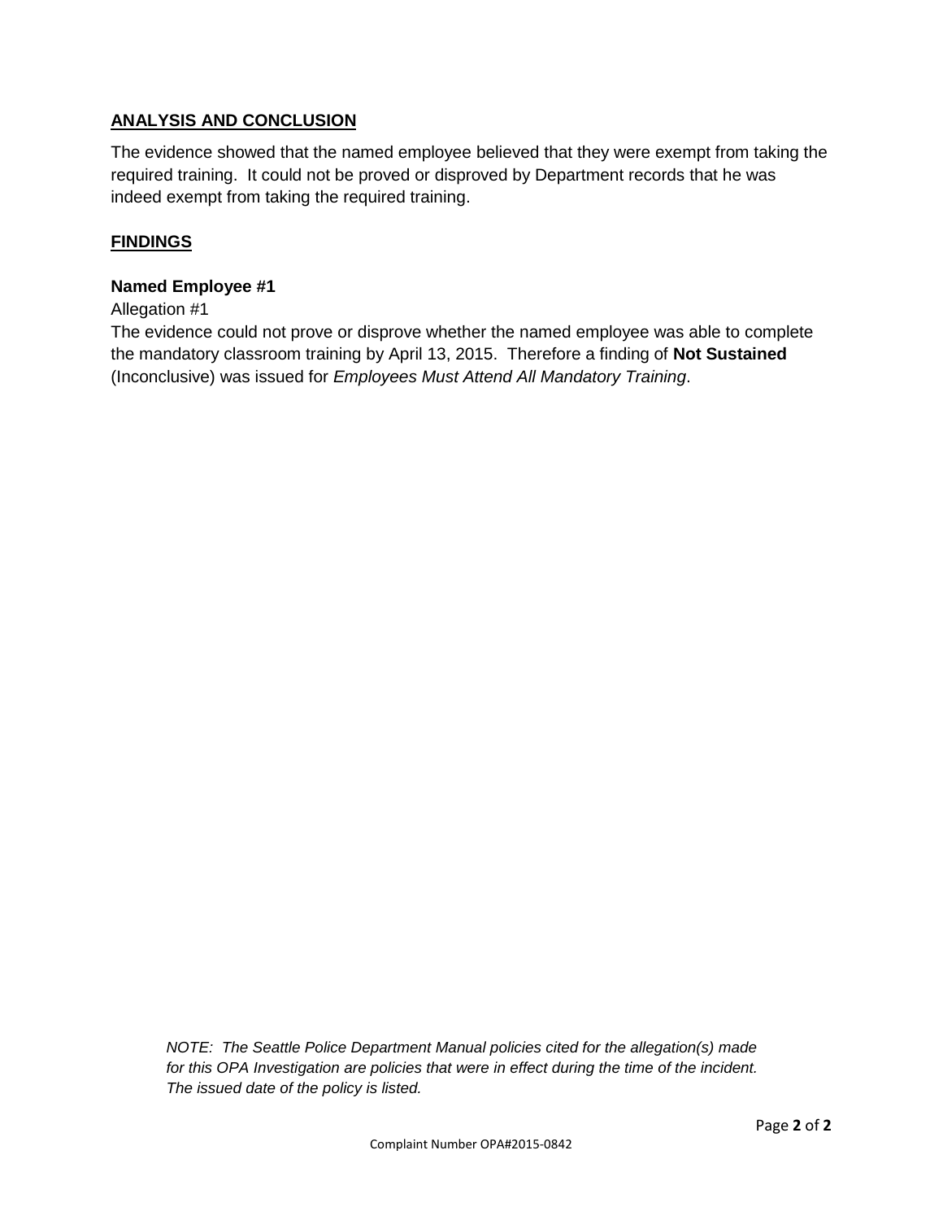## ANALYSIS AND CONCLUSION

The evidence showed that the named employee believed that they were exempt from taking the required training. It could not be proved or disproved by Department records that he was indeed exempt from taking the required training.

## FINDINGS

**Named Employee #1**

Allegation #1

The evidence could not prove or disprove whether the named employee was able to complete the mandatory classroom training by April 13, 2015. Therefore a finding of **Not Sustained** (Inconclusive) was issued for *Employees Must Attend All Mandatory Training*.

*NOTE: The Seattle Police Department Manual policies cited for the allegation(s) made for this OPA Investigation are policies that were in effect during the time of the incident. The issued date of the policy is listed.*

Complaint Number OPA#2015-0842